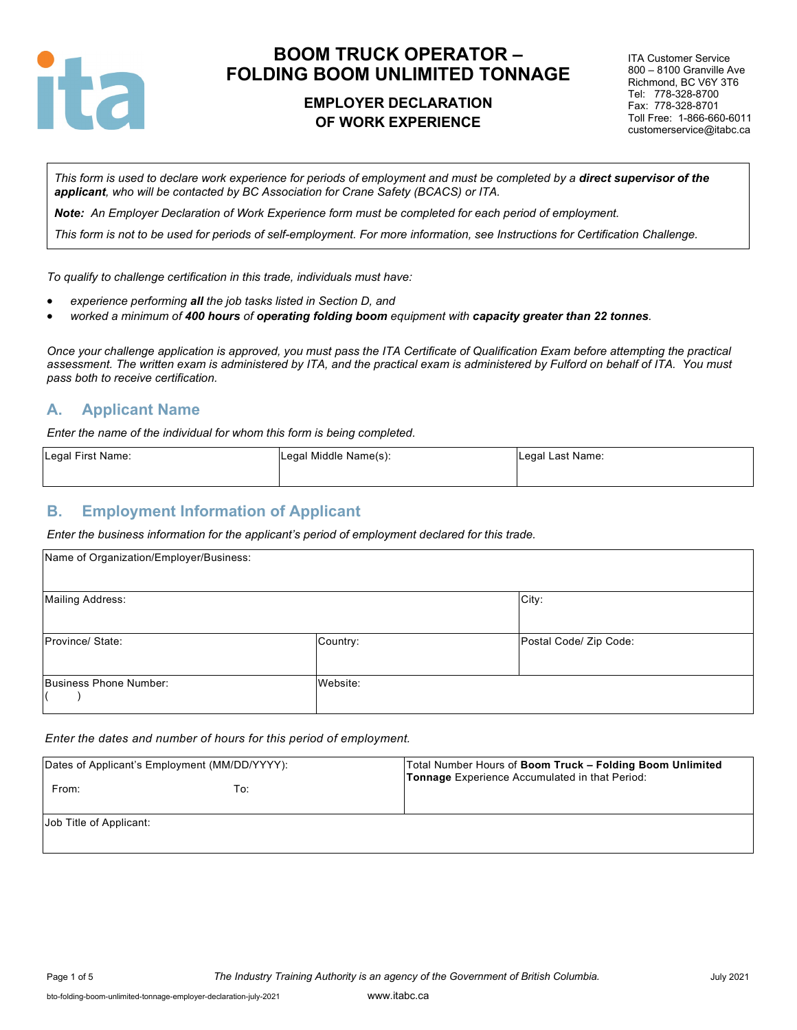# BOOM TRUCK OPERATOR – FOLDING BOOM UNLIMITED TONNAGE

## EMPLOYER DECLARATION OF WORK EXPERIENCE

ITA Customer Service
800 – 8100 Granville Ave
Richmond, BC V6Y 3T6
Tel: 778-328-8700
Fax: 778-328-8701
Toll Free: 1-866-660-6011
customerservice@itabc.ca

*This form is used to declare work experience for periods of employment and must be completed by a **direct supervisor of the applicant**, who will be contacted by BC Association for Crane Safety (BCACS) or ITA.*

***Note:** An Employer Declaration of Work Experience form must be completed for each period of employment.*

*This form is not to be used for periods of self-employment. For more information, see Instructions for Certification Challenge.*

*To qualify to challenge certification in this trade, individuals must have:*

- *experience performing **all** the job tasks listed in Section D, and*
- *worked a minimum of **400 hours** of **operating folding boom** equipment with **capacity greater than 22 tonnes**.*

*Once your challenge application is approved, you must pass the ITA Certificate of Qualification Exam before attempting the practical assessment. The written exam is administered by ITA, and the practical exam is administered by Fulford on behalf of ITA. You must pass both to receive certification.*

## A. Applicant Name

*Enter the name of the individual for whom this form is being completed.*

| Legal First Name: | Legal Middle Name(s): | Legal Last Name: |
|---|---|---|
| | | |

## B. Employment Information of Applicant

*Enter the business information for the applicant's period of employment declared for this trade.*

| Name of Organization/Employer/Business: | | |
|---|---|---|
| Mailing Address: | | City: |
| Province/ State: | Country: | Postal Code/ Zip Code: |
| Business Phone Number: ( ) | Website: | |

*Enter the dates and number of hours for this period of employment.*

| Dates of Applicant's Employment (MM/DD/YYYY): From: To: | Total Number Hours of **Boom Truck – Folding Boom Unlimited Tonnage** Experience Accumulated in that Period: |
|---|---|
| Job Title of Applicant: | |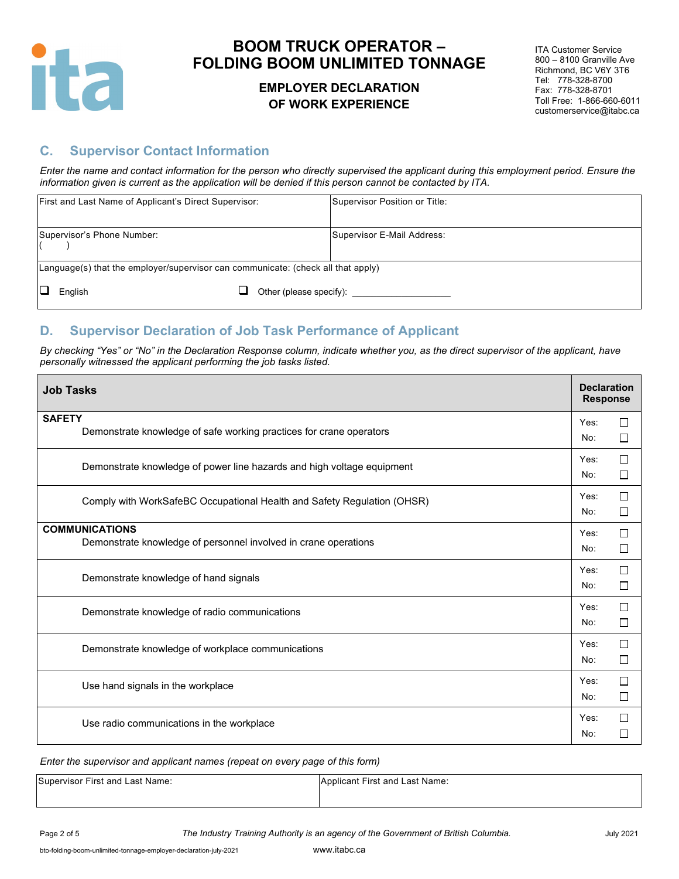# BOOM TRUCK OPERATOR – FOLDING BOOM UNLIMITED TONNAGE

## EMPLOYER DECLARATION OF WORK EXPERIENCE

ITA Customer Service
800 – 8100 Granville Ave
Richmond, BC V6Y 3T6
Tel: 778-328-8700
Fax: 778-328-8701
Toll Free: 1-866-660-6011
customerservice@itabc.ca

## C. Supervisor Contact Information

*Enter the name and contact information for the person who directly supervised the applicant during this employment period. Ensure the information given is current as the application will be denied if this person cannot be contacted by ITA.*

| First and Last Name of Applicant's Direct Supervisor: | Supervisor Position or Title: |
|---|---|
| Supervisor's Phone Number: ( ) | Supervisor E-Mail Address: |
| Language(s) that the employer/supervisor can communicate: (check all that apply) ☐ English ☐ Other (please specify): ______________ | |

## D. Supervisor Declaration of Job Task Performance of Applicant

*By checking "Yes" or "No" in the Declaration Response column, indicate whether you, as the direct supervisor of the applicant, have personally witnessed the applicant performing the job tasks listed.*

| Job Tasks | Declaration Response |
|---|---|
| **SAFETY** Demonstrate knowledge of safe working practices for crane operators | Yes: ☐ No: ☐ |
| Demonstrate knowledge of power line hazards and high voltage equipment | Yes: ☐ No: ☐ |
| Comply with WorkSafeBC Occupational Health and Safety Regulation (OHSR) | Yes: ☐ No: ☐ |
| **COMMUNICATIONS** Demonstrate knowledge of personnel involved in crane operations | Yes: ☐ No: ☐ |
| Demonstrate knowledge of hand signals | Yes: ☐ No: ☐ |
| Demonstrate knowledge of radio communications | Yes: ☐ No: ☐ |
| Demonstrate knowledge of workplace communications | Yes: ☐ No: ☐ |
| Use hand signals in the workplace | Yes: ☐ No: ☐ |
| Use radio communications in the workplace | Yes: ☐ No: ☐ |

*Enter the supervisor and applicant names (repeat on every page of this form)*

| Supervisor First and Last Name: | Applicant First and Last Name: |
|---|---|
| | |

*The Industry Training Authority is an agency of the Government of British Columbia.*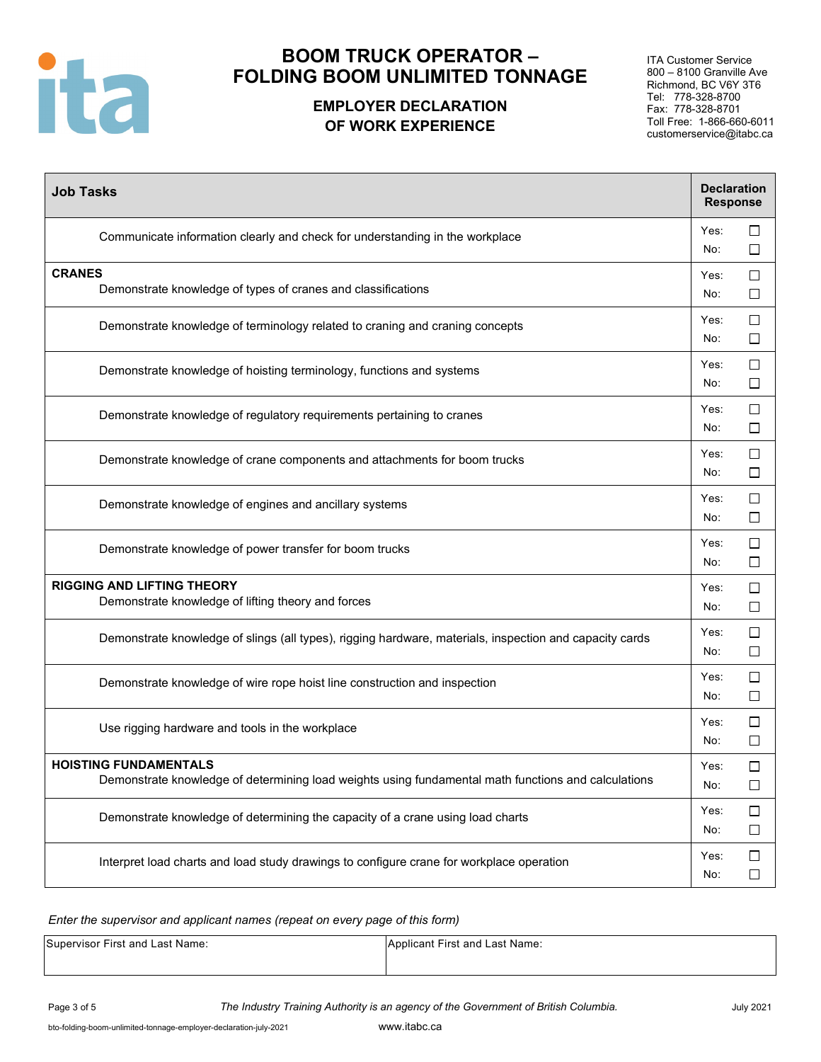# BOOM TRUCK OPERATOR – FOLDING BOOM UNLIMITED TONNAGE

## EMPLOYER DECLARATION OF WORK EXPERIENCE

ITA Customer Service
800 – 8100 Granville Ave
Richmond, BC V6Y 3T6
Tel: 778-328-8700
Fax: 778-328-8701
Toll Free: 1-866-660-6011
customerservice@itabc.ca

| Job Tasks | Declaration Response |
|---|---|
| Communicate information clearly and check for understanding in the workplace | Yes: ☐ No: ☐ |
| **CRANES** Demonstrate knowledge of types of cranes and classifications | Yes: ☐ No: ☐ |
| Demonstrate knowledge of terminology related to craning and craning concepts | Yes: ☐ No: ☐ |
| Demonstrate knowledge of hoisting terminology, functions and systems | Yes: ☐ No: ☐ |
| Demonstrate knowledge of regulatory requirements pertaining to cranes | Yes: ☐ No: ☐ |
| Demonstrate knowledge of crane components and attachments for boom trucks | Yes: ☐ No: ☐ |
| Demonstrate knowledge of engines and ancillary systems | Yes: ☐ No: ☐ |
| Demonstrate knowledge of power transfer for boom trucks | Yes: ☐ No: ☐ |
| **RIGGING AND LIFTING THEORY** Demonstrate knowledge of lifting theory and forces | Yes: ☐ No: ☐ |
| Demonstrate knowledge of slings (all types), rigging hardware, materials, inspection and capacity cards | Yes: ☐ No: ☐ |
| Demonstrate knowledge of wire rope hoist line construction and inspection | Yes: ☐ No: ☐ |
| Use rigging hardware and tools in the workplace | Yes: ☐ No: ☐ |
| **HOISTING FUNDAMENTALS** Demonstrate knowledge of determining load weights using fundamental math functions and calculations | Yes: ☐ No: ☐ |
| Demonstrate knowledge of determining the capacity of a crane using load charts | Yes: ☐ No: ☐ |
| Interpret load charts and load study drawings to configure crane for workplace operation | Yes: ☐ No: ☐ |

*Enter the supervisor and applicant names (repeat on every page of this form)*

| Supervisor First and Last Name: | Applicant First and Last Name: |
|---|---|
| | |

*The Industry Training Authority is an agency of the Government of British Columbia.*

July 2021

bto-folding-boom-unlimited-tonnage-employer-declaration-july-2021

www.itabc.ca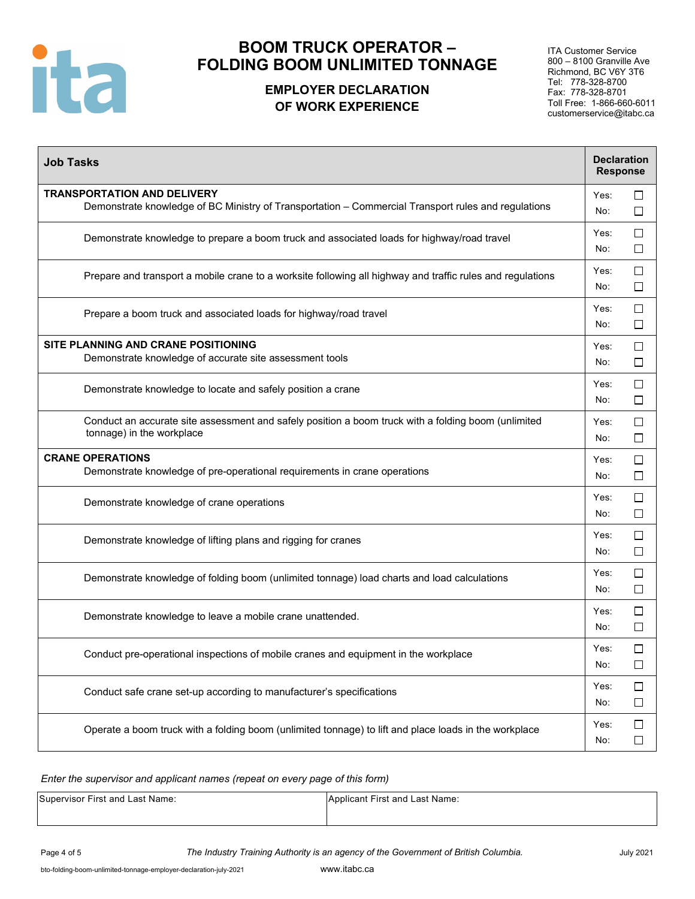# BOOM TRUCK OPERATOR – FOLDING BOOM UNLIMITED TONNAGE

## EMPLOYER DECLARATION OF WORK EXPERIENCE

ITA Customer Service
800 – 8100 Granville Ave
Richmond, BC V6Y 3T6
Tel: 778-328-8700
Fax: 778-328-8701
Toll Free: 1-866-660-6011
customerservice@itabc.ca

| Job Tasks | Declaration Response |
|---|---|
| **TRANSPORTATION AND DELIVERY**<br>Demonstrate knowledge of BC Ministry of Transportation – Commercial Transport rules and regulations | Yes: ☐<br>No: ☐ |
| Demonstrate knowledge to prepare a boom truck and associated loads for highway/road travel | Yes: ☐<br>No: ☐ |
| Prepare and transport a mobile crane to a worksite following all highway and traffic rules and regulations | Yes: ☐<br>No: ☐ |
| Prepare a boom truck and associated loads for highway/road travel | Yes: ☐<br>No: ☐ |
| **SITE PLANNING AND CRANE POSITIONING**<br>Demonstrate knowledge of accurate site assessment tools | Yes: ☐<br>No: ☐ |
| Demonstrate knowledge to locate and safely position a crane | Yes: ☐<br>No: ☐ |
| Conduct an accurate site assessment and safely position a boom truck with a folding boom (unlimited tonnage) in the workplace | Yes: ☐<br>No: ☐ |
| **CRANE OPERATIONS**<br>Demonstrate knowledge of pre-operational requirements in crane operations | Yes: ☐<br>No: ☐ |
| Demonstrate knowledge of crane operations | Yes: ☐<br>No: ☐ |
| Demonstrate knowledge of lifting plans and rigging for cranes | Yes: ☐<br>No: ☐ |
| Demonstrate knowledge of folding boom (unlimited tonnage) load charts and load calculations | Yes: ☐<br>No: ☐ |
| Demonstrate knowledge to leave a mobile crane unattended. | Yes: ☐<br>No: ☐ |
| Conduct pre-operational inspections of mobile cranes and equipment in the workplace | Yes: ☐<br>No: ☐ |
| Conduct safe crane set-up according to manufacturer's specifications | Yes: ☐<br>No: ☐ |
| Operate a boom truck with a folding boom (unlimited tonnage) to lift and place loads in the workplace | Yes: ☐<br>No: ☐ |

*Enter the supervisor and applicant names (repeat on every page of this form)*

| Supervisor First and Last Name: | Applicant First and Last Name: |
|---|---|
| | |

*The Industry Training Authority is an agency of the Government of British Columbia.*

July 2021

bto-folding-boom-unlimited-tonnage-employer-declaration-july-2021

www.itabc.ca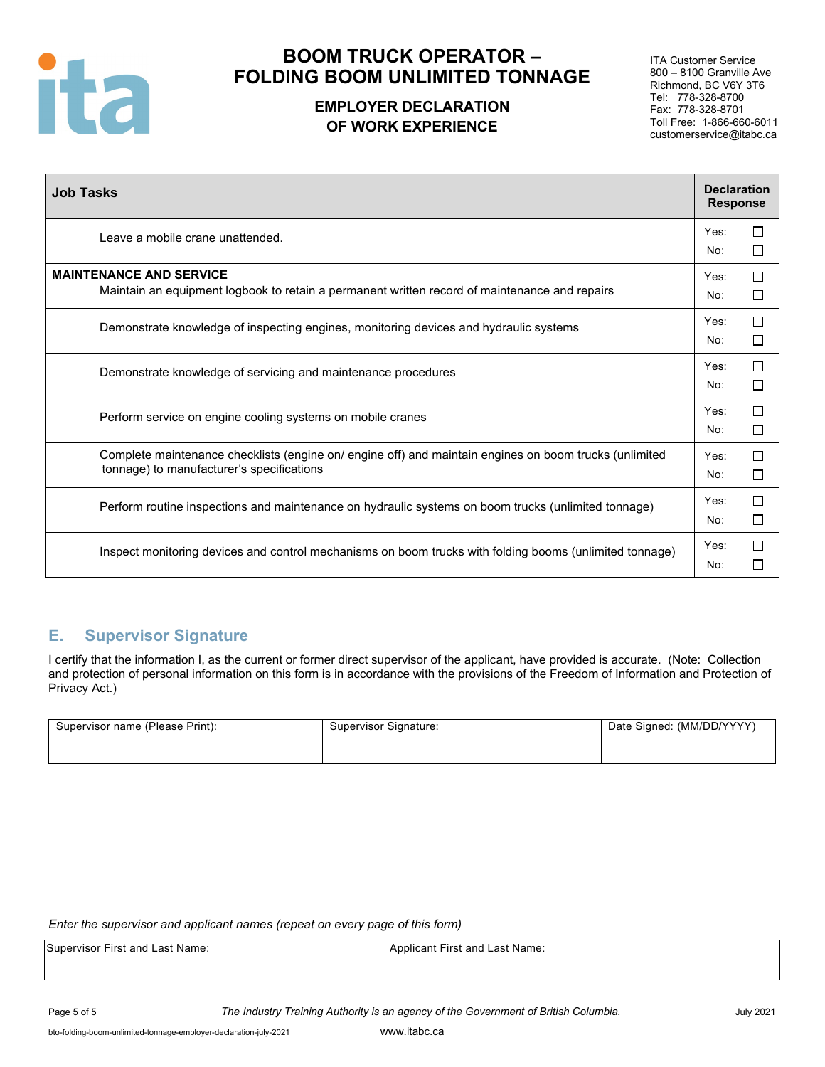# BOOM TRUCK OPERATOR – FOLDING BOOM UNLIMITED TONNAGE

## EMPLOYER DECLARATION OF WORK EXPERIENCE

ITA Customer Service
800 – 8100 Granville Ave
Richmond, BC V6Y 3T6
Tel: 778-328-8700
Fax: 778-328-8701
Toll Free: 1-866-660-6011
customerservice@itabc.ca

| Job Tasks | Declaration Response |
|---|---|
| Leave a mobile crane unattended. | Yes: ☐ No: ☐ |
| **MAINTENANCE AND SERVICE** Maintain an equipment logbook to retain a permanent written record of maintenance and repairs | Yes: ☐ No: ☐ |
| Demonstrate knowledge of inspecting engines, monitoring devices and hydraulic systems | Yes: ☐ No: ☐ |
| Demonstrate knowledge of servicing and maintenance procedures | Yes: ☐ No: ☐ |
| Perform service on engine cooling systems on mobile cranes | Yes: ☐ No: ☐ |
| Complete maintenance checklists (engine on/ engine off) and maintain engines on boom trucks (unlimited tonnage) to manufacturer's specifications | Yes: ☐ No: ☐ |
| Perform routine inspections and maintenance on hydraulic systems on boom trucks (unlimited tonnage) | Yes: ☐ No: ☐ |
| Inspect monitoring devices and control mechanisms on boom trucks with folding booms (unlimited tonnage) | Yes: ☐ No: ☐ |

## E. Supervisor Signature

I certify that the information I, as the current or former direct supervisor of the applicant, have provided is accurate. (Note: Collection and protection of personal information on this form is in accordance with the provisions of the Freedom of Information and Protection of Privacy Act.)

| Supervisor name (Please Print): | Supervisor Signature: | Date Signed: (MM/DD/YYYY) |
|---|---|---|
| | | |

*Enter the supervisor and applicant names (repeat on every page of this form)*

| Supervisor First and Last Name: | Applicant First and Last Name: |
|---|---|
| | |

*The Industry Training Authority is an agency of the Government of British Columbia.*